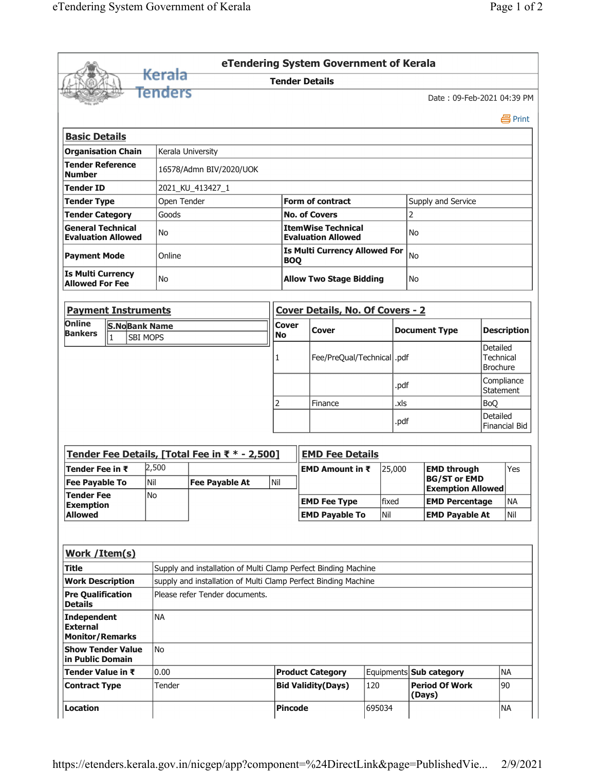# eTendering System Government of Kerala

## Tender Details

Date : 09-Feb-2021 04:39 PM

Print

### Basic Details

| | | | |
|---|---|---|---|
| **Organisation Chain** | Kerala University | | |
| **Tender Reference Number** | 16578/Admn BIV/2020/UOK | | |
| **Tender ID** | 2021_KU_413427_1 | | |
| **Tender Type** | Open Tender | **Form of contract** | Supply and Service |
| **Tender Category** | Goods | **No. of Covers** | 2 |
| **General Technical Evaluation Allowed** | No | **ItemWise Technical Evaluation Allowed** | No |
| **Payment Mode** | Online | **Is Multi Currency Allowed For BOQ** | No |
| **Is Multi Currency Allowed For Fee** | No | **Allow Two Stage Bidding** | No |

### Payment Instruments

| Online Bankers | S.No | Bank Name |
|---|---|---|
| | 1 | SBI MOPS |

### Cover Details, No. Of Covers - 2

| Cover No | Cover | Document Type | Description |
|---|---|---|---|
| 1 | Fee/PreQual/Technical | .pdf | Detailed Technical Brochure |
| | | .pdf | Compliance Statement |
| 2 | Finance | .xls | BoQ |
| | | .pdf | Detailed Financial Bid |

### Tender Fee Details, [Total Fee in ₹ * - 2,500]

| | | | |
|---|---|---|---|
| **Tender Fee in ₹** | 2,500 | | |
| **Fee Payable To** | Nil | **Fee Payable At** | Nil |
| **Tender Fee Exemption Allowed** | No | | |

### EMD Fee Details

| | | | |
|---|---|---|---|
| **EMD Amount in ₹** | 25,000 | **EMD through BG/ST or EMD Exemption Allowed** | Yes |
| **EMD Fee Type** | fixed | **EMD Percentage** | NA |
| **EMD Payable To** | Nil | **EMD Payable At** | Nil |

### Work /Item(s)

| | | | | | |
|---|---|---|---|---|---|
| **Title** | Supply and installation of Multi Clamp Perfect Binding Machine | | | | |
| **Work Description** | supply and installation of Multi Clamp Perfect Binding Machine | | | | |
| **Pre Qualification Details** | Please refer Tender documents. | | | | |
| **Independent External Monitor/Remarks** | NA | | | | |
| **Show Tender Value in Public Domain** | No | | | | |
| **Tender Value in ₹** | 0.00 | **Product Category** | Equipments | **Sub category** | NA |
| **Contract Type** | Tender | **Bid Validity(Days)** | 120 | **Period Of Work (Days)** | 90 |
| **Location** | | **Pincode** | 695034 | | NA |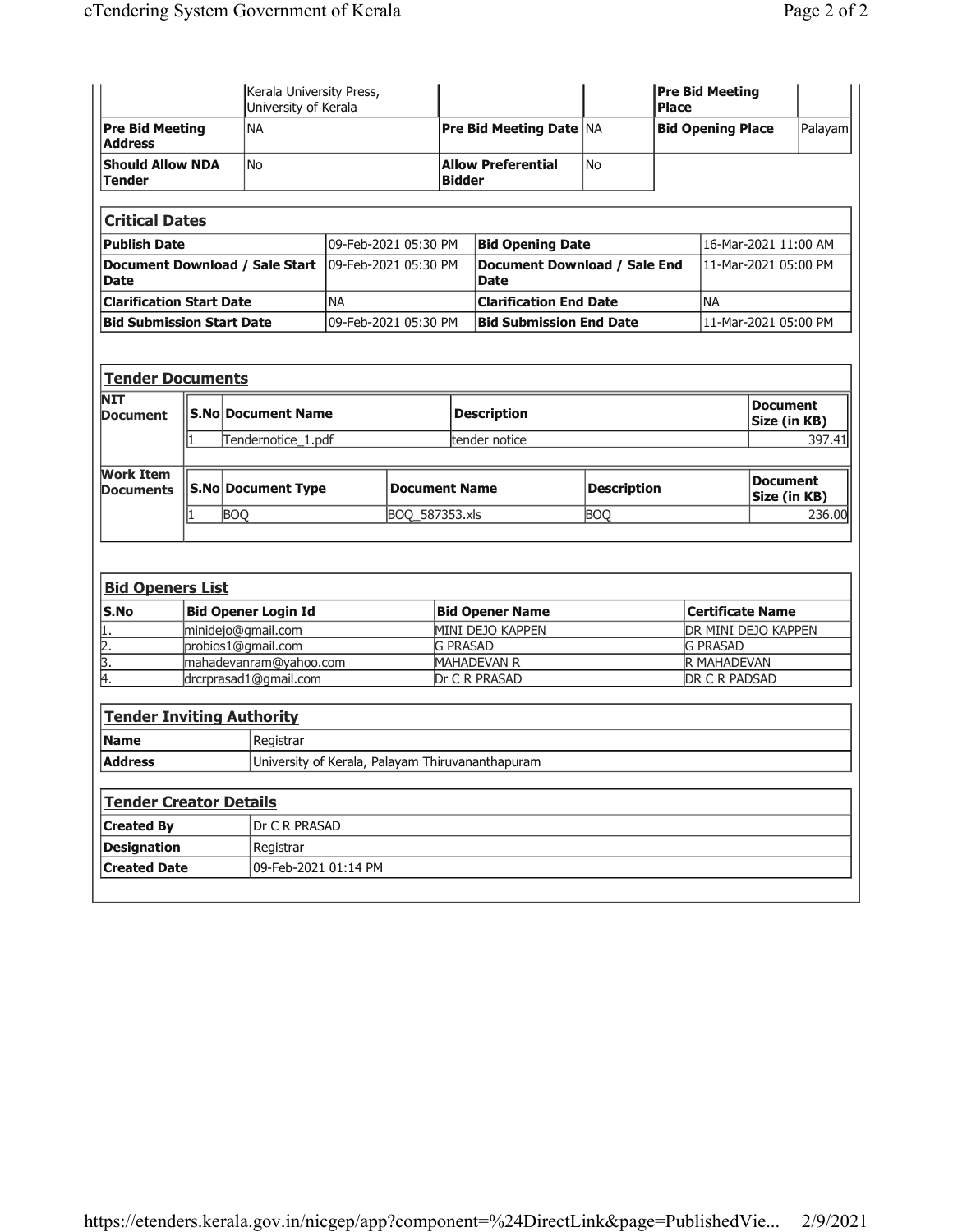| | | | | | |
|---|---|---|---|---|---|
| | Kerala University Press, University of Kerala | | | **Pre Bid Meeting Place** | |
| **Pre Bid Meeting Address** | NA | **Pre Bid Meeting Date** | NA | **Bid Opening Place** | Palayam |
| **Should Allow NDA Tender** | No | **Allow Preferential Bidder** | No | | |

## Critical Dates

| | | | |
|---|---|---|---|
| **Publish Date** | 09-Feb-2021 05:30 PM | **Bid Opening Date** | 16-Mar-2021 11:00 AM |
| **Document Download / Sale Start Date** | 09-Feb-2021 05:30 PM | **Document Download / Sale End Date** | 11-Mar-2021 05:00 PM |
| **Clarification Start Date** | NA | **Clarification End Date** | NA |
| **Bid Submission Start Date** | 09-Feb-2021 05:30 PM | **Bid Submission End Date** | 11-Mar-2021 05:00 PM |

## Tender Documents

**NIT Document**

| S.No | Document Name | Description | Document Size (in KB) |
|---|---|---|---|
| 1 | Tendernotice_1.pdf | tender notice | 397.41 |

**Work Item Documents**

| S.No | Document Type | Document Name | Description | Document Size (in KB) |
|---|---|---|---|---|
| 1 | BOQ | BOQ_587353.xls | BOQ | 236.00 |

## Bid Openers List

| S.No | Bid Opener Login Id | Bid Opener Name | Certificate Name |
|---|---|---|---|
| 1. | minidejo@gmail.com | MINI DEJO KAPPEN | DR MINI DEJO KAPPEN |
| 2. | probios1@gmail.com | G PRASAD | G PRASAD |
| 3. | mahadevanram@yahoo.com | MAHADEVAN R | R MAHADEVAN |
| 4. | drcrprasad1@gmail.com | Dr C R PRASAD | DR C R PADSAD |

## Tender Inviting Authority

| | |
|---|---|
| **Name** | Registrar |
| **Address** | University of Kerala, Palayam Thiruvananthapuram |

## Tender Creator Details

| | |
|---|---|
| **Created By** | Dr C R PRASAD |
| **Designation** | Registrar |
| **Created Date** | 09-Feb-2021 01:14 PM |